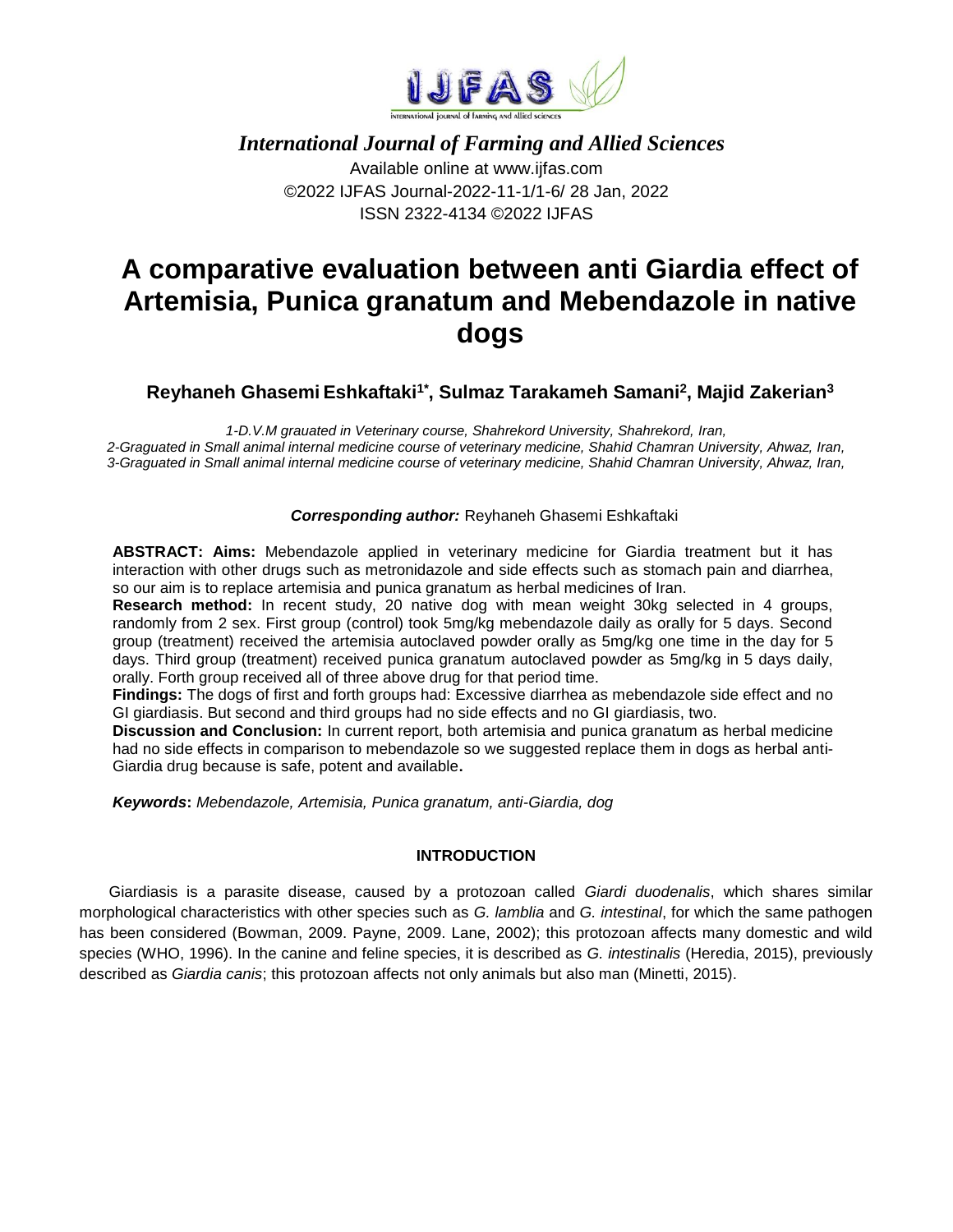*International Journal of Farming and Allied Sciences*

Available online at www.ijfas.com

©2022 IJFAS Journal-2022-11-1/1-6/ 28 Jan, 2022

ISSN 2322-4134 ©2022 IJFAS

# A comparative evaluation between anti Giardia effect of Artemisia, Punica granatum and Mebendazole in native dogs

**Reyhaneh Ghasemi Eshkaftaki[1*], Sulmaz Tarakameh Samani[2], Majid Zakerian[3]**

*1-D.V.M grauated in Veterinary course, Shahrekord University, Shahrekord, Iran,*
*2-Graguated in Small animal internal medicine course of veterinary medicine, Shahid Chamran University, Ahwaz, Iran,*
*3-Graguated in Small animal internal medicine course of veterinary medicine, Shahid Chamran University, Ahwaz, Iran,*

***Corresponding author:*** Reyhaneh Ghasemi Eshkaftaki

**ABSTRACT: Aims:** Mebendazole applied in veterinary medicine for Giardia treatment but it has interaction with other drugs such as metronidazole and side effects such as stomach pain and diarrhea, so our aim is to replace artemisia and punica granatum as herbal medicines of Iran.

**Research method:** In recent study, 20 native dog with mean weight 30kg selected in 4 groups, randomly from 2 sex. First group (control) took 5mg/kg mebendazole daily as orally for 5 days. Second group (treatment) received the artemisia autoclaved powder orally as 5mg/kg one time in the day for 5 days. Third group (treatment) received punica granatum autoclaved powder as 5mg/kg in 5 days daily, orally. Forth group received all of three above drug for that period time.

**Findings:** The dogs of first and forth groups had: Excessive diarrhea as mebendazole side effect and no GI giardiasis. But second and third groups had no side effects and no GI giardiasis, two.

**Discussion and Conclusion:** In current report, both artemisia and punica granatum as herbal medicine had no side effects in comparison to mebendazole so we suggested replace them in dogs as herbal anti-Giardia drug because is safe, potent and available**.**

***Keywords*:** *Mebendazole, Artemisia, Punica granatum, anti-Giardia, dog*

## INTRODUCTION

Giardiasis is a parasite disease, caused by a protozoan called *Giardi duodenalis*, which shares similar morphological characteristics with other species such as *G. lamblia* and *G. intestinal*, for which the same pathogen has been considered (Bowman, 2009. Payne, 2009. Lane, 2002); this protozoan affects many domestic and wild species (WHO, 1996). In the canine and feline species, it is described as *G. intestinalis* (Heredia, 2015), previously described as *Giardia canis*; this protozoan affects not only animals but also man (Minetti, 2015).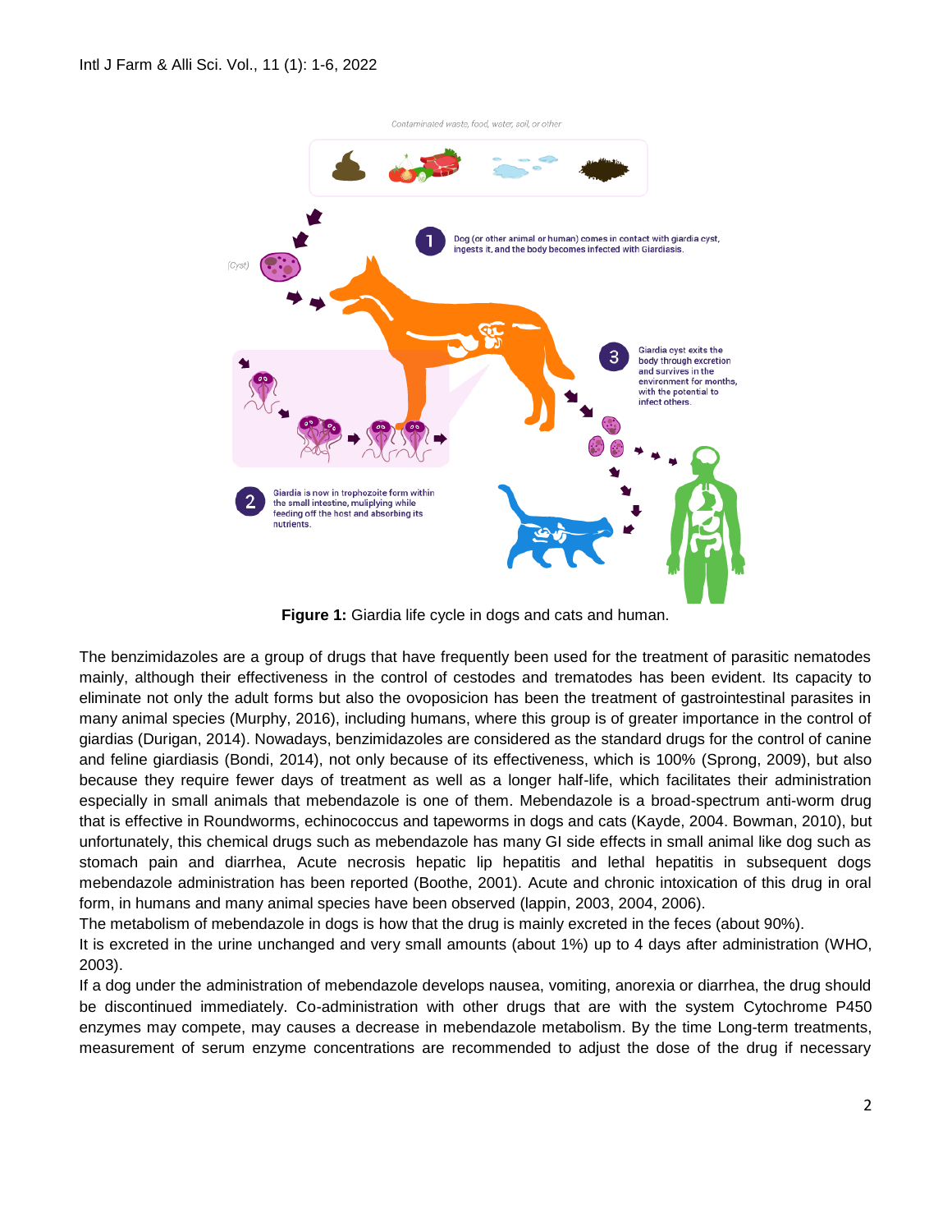**Figure 1:** Giardia life cycle in dogs and cats and human.

The benzimidazoles are a group of drugs that have frequently been used for the treatment of parasitic nematodes mainly, although their effectiveness in the control of cestodes and trematodes has been evident. Its capacity to eliminate not only the adult forms but also the ovoposicion has been the treatment of gastrointestinal parasites in many animal species (Murphy, 2016), including humans, where this group is of greater importance in the control of giardias (Durigan, 2014). Nowadays, benzimidazoles are considered as the standard drugs for the control of canine and feline giardiasis (Bondi, 2014), not only because of its effectiveness, which is 100% (Sprong, 2009), but also because they require fewer days of treatment as well as a longer half-life, which facilitates their administration especially in small animals that mebendazole is one of them. Mebendazole is a broad-spectrum anti-worm drug that is effective in Roundworms, echinococcus and tapeworms in dogs and cats (Kayde, 2004. Bowman, 2010), but unfortunately, this chemical drugs such as mebendazole has many GI side effects in small animal like dog such as stomach pain and diarrhea, Acute necrosis hepatic lip hepatitis and lethal hepatitis in subsequent dogs mebendazole administration has been reported (Boothe, 2001). Acute and chronic intoxication of this drug in oral form, in humans and many animal species have been observed (lappin, 2003, 2004, 2006).

The metabolism of mebendazole in dogs is how that the drug is mainly excreted in the feces (about 90%).

It is excreted in the urine unchanged and very small amounts (about 1%) up to 4 days after administration (WHO, 2003).

If a dog under the administration of mebendazole develops nausea, vomiting, anorexia or diarrhea, the drug should be discontinued immediately. Co-administration with other drugs that are with the system Cytochrome P450 enzymes may compete, may causes a decrease in mebendazole metabolism. By the time Long-term treatments, measurement of serum enzyme concentrations are recommended to adjust the dose of the drug if necessary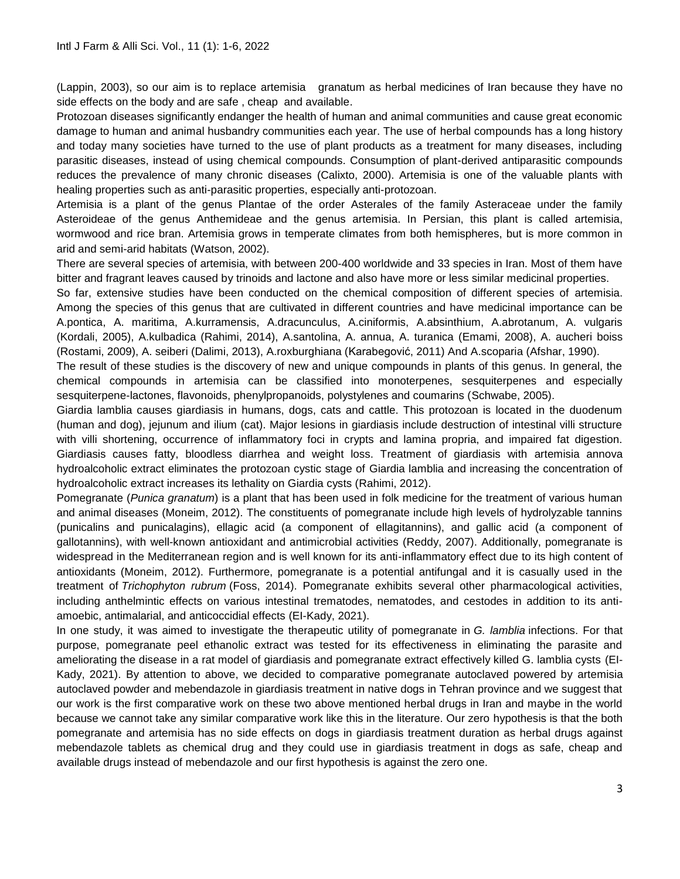(Lappin, 2003), so our aim is to replace artemisia granatum as herbal medicines of Iran because they have no side effects on the body and are safe , cheap and available.

Protozoan diseases significantly endanger the health of human and animal communities and cause great economic damage to human and animal husbandry communities each year. The use of herbal compounds has a long history and today many societies have turned to the use of plant products as a treatment for many diseases, including parasitic diseases, instead of using chemical compounds. Consumption of plant-derived antiparasitic compounds reduces the prevalence of many chronic diseases (Calixto, 2000). Artemisia is one of the valuable plants with healing properties such as anti-parasitic properties, especially anti-protozoan.

Artemisia is a plant of the genus Plantae of the order Asterales of the family Asteraceae under the family Asteroideae of the genus Anthemideae and the genus artemisia. In Persian, this plant is called artemisia, wormwood and rice bran. Artemisia grows in temperate climates from both hemispheres, but is more common in arid and semi-arid habitats (Watson, 2002).

There are several species of artemisia, with between 200-400 worldwide and 33 species in Iran. Most of them have bitter and fragrant leaves caused by trinoids and lactone and also have more or less similar medicinal properties.

So far, extensive studies have been conducted on the chemical composition of different species of artemisia. Among the species of this genus that are cultivated in different countries and have medicinal importance can be A.pontica, A. maritima, A.kurramensis, A.dracunculus, A.ciniformis, A.absinthium, A.abrotanum, A. vulgaris (Kordali, 2005), A.kulbadica (Rahimi, 2014), A.santolina, A. annua, A. turanica (Emami, 2008), A. aucheri boiss (Rostami, 2009), A. seiberi (Dalimi, 2013), A.roxburghiana (Karabegović, 2011) And A.scoparia (Afshar, 1990).

The result of these studies is the discovery of new and unique compounds in plants of this genus. In general, the chemical compounds in artemisia can be classified into monoterpenes, sesquiterpenes and especially sesquiterpene-lactones, flavonoids, phenylpropanoids, polystylenes and coumarins (Schwabe, 2005).

Giardia lamblia causes giardiasis in humans, dogs, cats and cattle. This protozoan is located in the duodenum (human and dog), jejunum and ilium (cat). Major lesions in giardiasis include destruction of intestinal villi structure with villi shortening, occurrence of inflammatory foci in crypts and lamina propria, and impaired fat digestion. Giardiasis causes fatty, bloodless diarrhea and weight loss. Treatment of giardiasis with artemisia annova hydroalcoholic extract eliminates the protozoan cystic stage of Giardia lamblia and increasing the concentration of hydroalcoholic extract increases its lethality on Giardia cysts (Rahimi, 2012).

Pomegranate (*Punica granatum*) is a plant that has been used in folk medicine for the treatment of various human and animal diseases (Moneim, 2012). The constituents of pomegranate include high levels of hydrolyzable tannins (punicalins and punicalagins), ellagic acid (a component of ellagitannins), and gallic acid (a component of gallotannins), with well-known antioxidant and antimicrobial activities (Reddy, 2007). Additionally, pomegranate is widespread in the Mediterranean region and is well known for its anti-inflammatory effect due to its high content of antioxidants (Moneim, 2012). Furthermore, pomegranate is a potential antifungal and it is casually used in the treatment of *Trichophyton rubrum* (Foss, 2014). Pomegranate exhibits several other pharmacological activities, including anthelmintic effects on various intestinal trematodes, nematodes, and cestodes in addition to its anti-amoebic, antimalarial, and anticoccidial effects (EI-Kady, 2021).

In one study, it was aimed to investigate the therapeutic utility of pomegranate in *G. lamblia* infections. For that purpose, pomegranate peel ethanolic extract was tested for its effectiveness in eliminating the parasite and ameliorating the disease in a rat model of giardiasis and pomegranate extract effectively killed G. lamblia cysts (EI-Kady, 2021). By attention to above, we decided to comparative pomegranate autoclaved powered by artemisia autoclaved powder and mebendazole in giardiasis treatment in native dogs in Tehran province and we suggest that our work is the first comparative work on these two above mentioned herbal drugs in Iran and maybe in the world because we cannot take any similar comparative work like this in the literature. Our zero hypothesis is that the both pomegranate and artemisia has no side effects on dogs in giardiasis treatment duration as herbal drugs against mebendazole tablets as chemical drug and they could use in giardiasis treatment in dogs as safe, cheap and available drugs instead of mebendazole and our first hypothesis is against the zero one.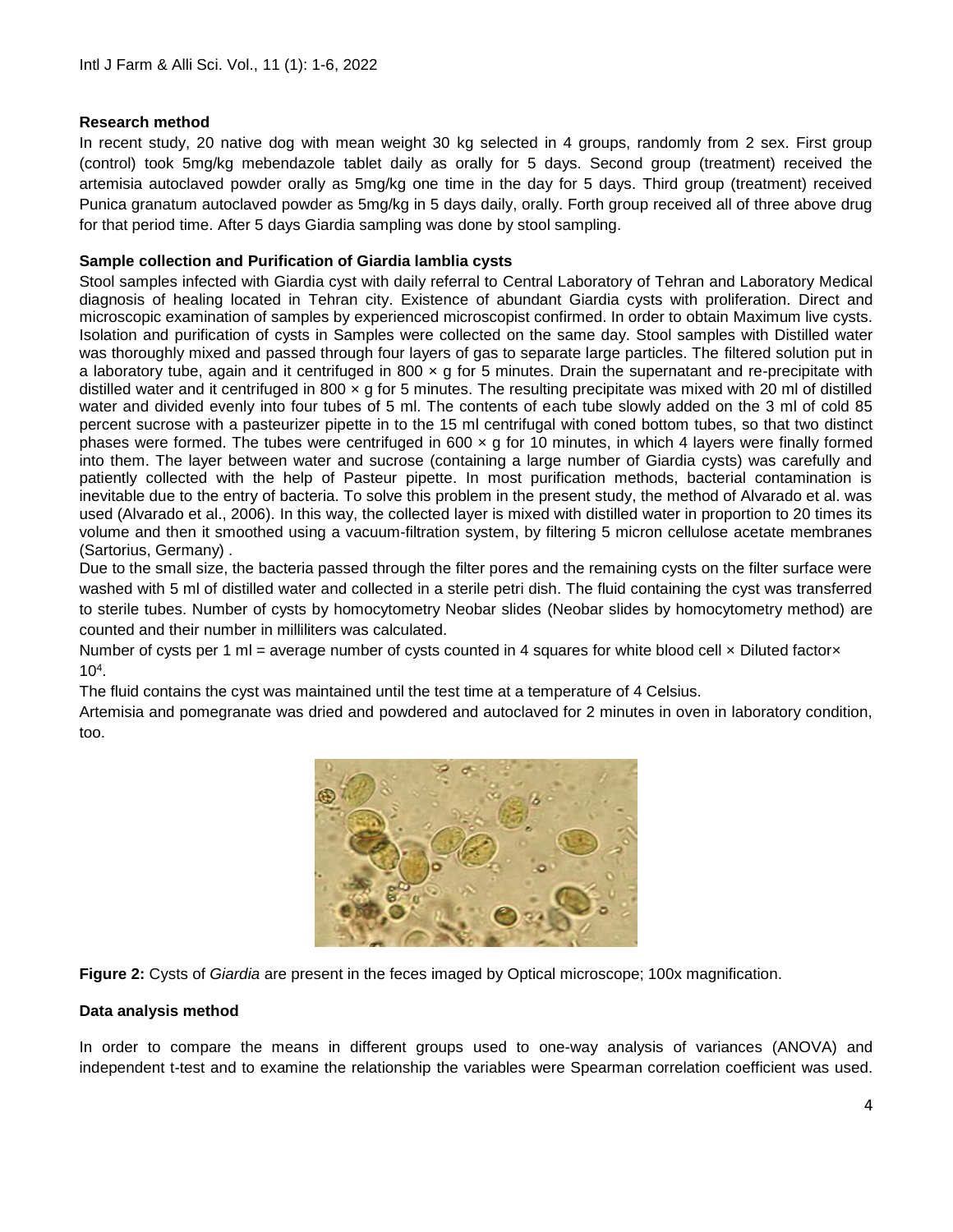**Research method**

In recent study, 20 native dog with mean weight 30 kg selected in 4 groups, randomly from 2 sex. First group (control) took 5mg/kg mebendazole tablet daily as orally for 5 days. Second group (treatment) received the artemisia autoclaved powder orally as 5mg/kg one time in the day for 5 days. Third group (treatment) received Punica granatum autoclaved powder as 5mg/kg in 5 days daily, orally. Forth group received all of three above drug for that period time. After 5 days Giardia sampling was done by stool sampling.

**Sample collection and Purification of Giardia lamblia cysts**

Stool samples infected with Giardia cyst with daily referral to Central Laboratory of Tehran and Laboratory Medical diagnosis of healing located in Tehran city. Existence of abundant Giardia cysts with proliferation. Direct and microscopic examination of samples by experienced microscopist confirmed. In order to obtain Maximum live cysts. Isolation and purification of cysts in Samples were collected on the same day. Stool samples with Distilled water was thoroughly mixed and passed through four layers of gas to separate large particles. The filtered solution put in a laboratory tube, again and it centrifuged in 800 × g for 5 minutes. Drain the supernatant and re-precipitate with distilled water and it centrifuged in 800 × g for 5 minutes. The resulting precipitate was mixed with 20 ml of distilled water and divided evenly into four tubes of 5 ml. The contents of each tube slowly added on the 3 ml of cold 85 percent sucrose with a pasteurizer pipette in to the 15 ml centrifugal with coned bottom tubes, so that two distinct phases were formed. The tubes were centrifuged in 600 × g for 10 minutes, in which 4 layers were finally formed into them. The layer between water and sucrose (containing a large number of Giardia cysts) was carefully and patiently collected with the help of Pasteur pipette. In most purification methods, bacterial contamination is inevitable due to the entry of bacteria. To solve this problem in the present study, the method of Alvarado et al. was used (Alvarado et al., 2006). In this way, the collected layer is mixed with distilled water in proportion to 20 times its volume and then it smoothed using a vacuum-filtration system, by filtering 5 micron cellulose acetate membranes (Sartorius, Germany) .

Due to the small size, the bacteria passed through the filter pores and the remaining cysts on the filter surface were washed with 5 ml of distilled water and collected in a sterile petri dish. The fluid containing the cyst was transferred to sterile tubes. Number of cysts by homocytometry Neobar slides (Neobar slides by homocytometry method) are counted and their number in milliliters was calculated.

Number of cysts per 1 ml = average number of cysts counted in 4 squares for white blood cell × Diluted factor× $10^4$.

The fluid contains the cyst was maintained until the test time at a temperature of 4 Celsius.

Artemisia and pomegranate was dried and powdered and autoclaved for 2 minutes in oven in laboratory condition, too.

**Figure 2:** Cysts of *Giardia* are present in the feces imaged by Optical microscope; 100x magnification.

**Data analysis method**

In order to compare the means in different groups used to one-way analysis of variances (ANOVA) and independent t-test and to examine the relationship the variables were Spearman correlation coefficient was used.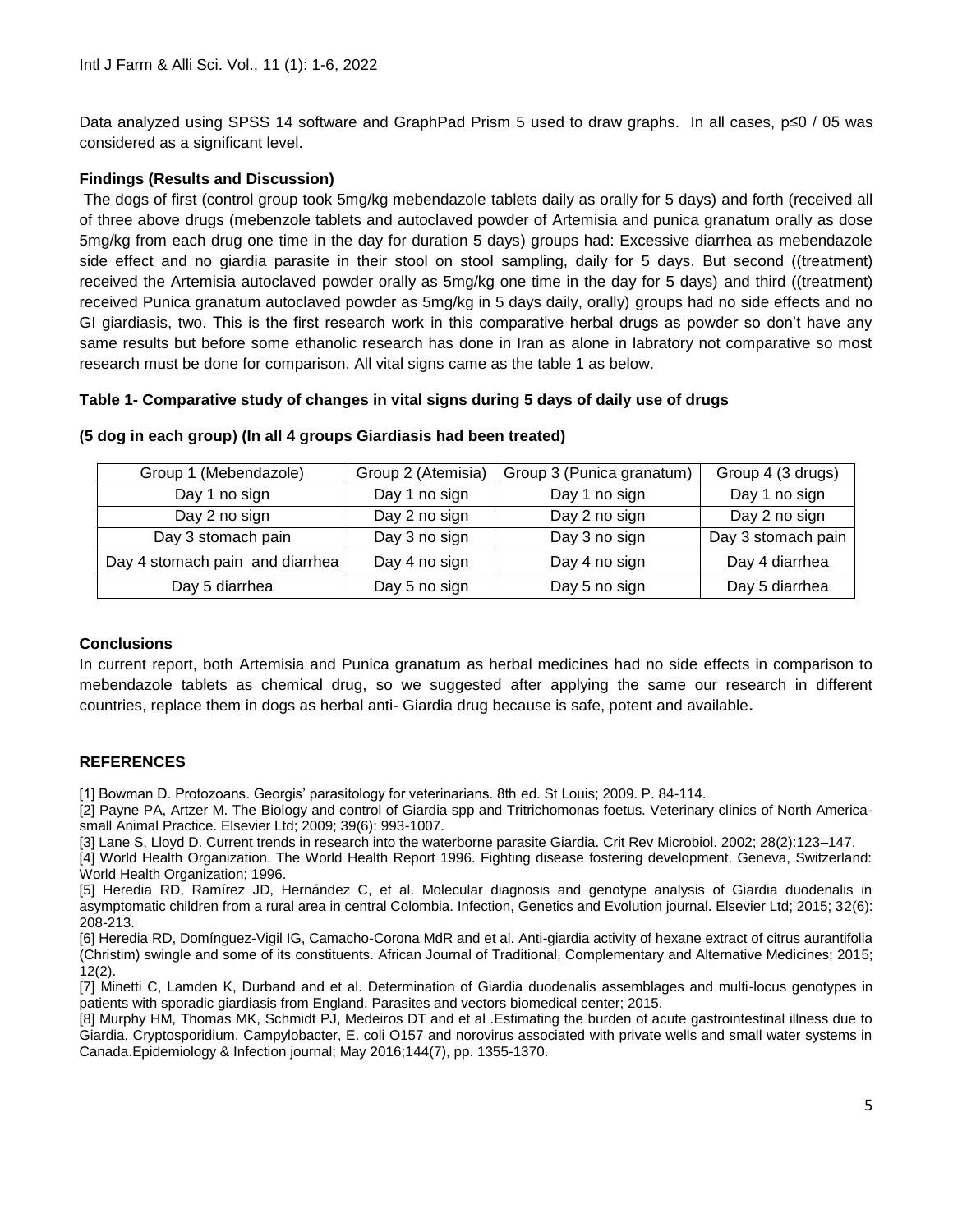Data analyzed using SPSS 14 software and GraphPad Prism 5 used to draw graphs. In all cases, p≤0 / 05 was considered as a significant level.

### Findings (Results and Discussion)

The dogs of first (control group took 5mg/kg mebendazole tablets daily as orally for 5 days) and forth (received all of three above drugs (mebenzole tablets and autoclaved powder of Artemisia and punica granatum orally as dose 5mg/kg from each drug one time in the day for duration 5 days) groups had: Excessive diarrhea as mebendazole side effect and no giardia parasite in their stool on stool sampling, daily for 5 days. But second ((treatment) received the Artemisia autoclaved powder orally as 5mg/kg one time in the day for 5 days) and third ((treatment) received Punica granatum autoclaved powder as 5mg/kg in 5 days daily, orally) groups had no side effects and no GI giardiasis, two. This is the first research work in this comparative herbal drugs as powder so don't have any same results but before some ethanolic research has done in Iran as alone in labratory not comparative so most research must be done for comparison. All vital signs came as the table 1 as below.

**Table 1- Comparative study of changes in vital signs during 5 days of daily use of drugs**

**(5 dog in each group) (In all 4 groups Giardiasis had been treated)**

| Group 1 (Mebendazole) | Group 2 (Atemisia) | Group 3 (Punica granatum) | Group 4 (3 drugs) |
|---|---|---|---|
| Day 1 no sign | Day 1 no sign | Day 1 no sign | Day 1 no sign |
| Day 2 no sign | Day 2 no sign | Day 2 no sign | Day 2 no sign |
| Day 3 stomach pain | Day 3 no sign | Day 3 no sign | Day 3 stomach pain |
| Day 4 stomach pain and diarrhea | Day 4 no sign | Day 4 no sign | Day 4 diarrhea |
| Day 5 diarrhea | Day 5 no sign | Day 5 no sign | Day 5 diarrhea |

### Conclusions

In current report, both Artemisia and Punica granatum as herbal medicines had no side effects in comparison to mebendazole tablets as chemical drug, so we suggested after applying the same our research in different countries, replace them in dogs as herbal anti- Giardia drug because is safe, potent and available**.**

### REFERENCES

[1] Bowman D. Protozoans. Georgis' parasitology for veterinarians. 8th ed. St Louis; 2009. P. 84-114.

[2] Payne PA, Artzer M. The Biology and control of Giardia spp and Tritrichomonas foetus. Veterinary clinics of North America-small Animal Practice. Elsevier Ltd; 2009; 39(6): 993-1007.

[3] Lane S, Lloyd D. Current trends in research into the waterborne parasite Giardia. Crit Rev Microbiol. 2002; 28(2):123–147.

[4] World Health Organization. The World Health Report 1996. Fighting disease fostering development. Geneva, Switzerland: World Health Organization; 1996.

[5] Heredia RD, Ramírez JD, Hernández C, et al. Molecular diagnosis and genotype analysis of Giardia duodenalis in asymptomatic children from a rural area in central Colombia. Infection, Genetics and Evolution journal. Elsevier Ltd; 2015; 32(6): 208-213.

[6] Heredia RD, Domínguez-Vigil IG, Camacho-Corona MdR and et al. Anti-giardia activity of hexane extract of citrus aurantifolia (Christim) swingle and some of its constituents. African Journal of Traditional, Complementary and Alternative Medicines; 2015; 12(2).

[7] Minetti C, Lamden K, Durband and et al. Determination of Giardia duodenalis assemblages and multi-locus genotypes in patients with sporadic giardiasis from England. Parasites and vectors biomedical center; 2015.

[8] Murphy HM, Thomas MK, Schmidt PJ, Medeiros DT and et al .Estimating the burden of acute gastrointestinal illness due to Giardia, Cryptosporidium, Campylobacter, E. coli O157 and norovirus associated with private wells and small water systems in Canada.Epidemiology & Infection journal; May 2016;144(7), pp. 1355-1370.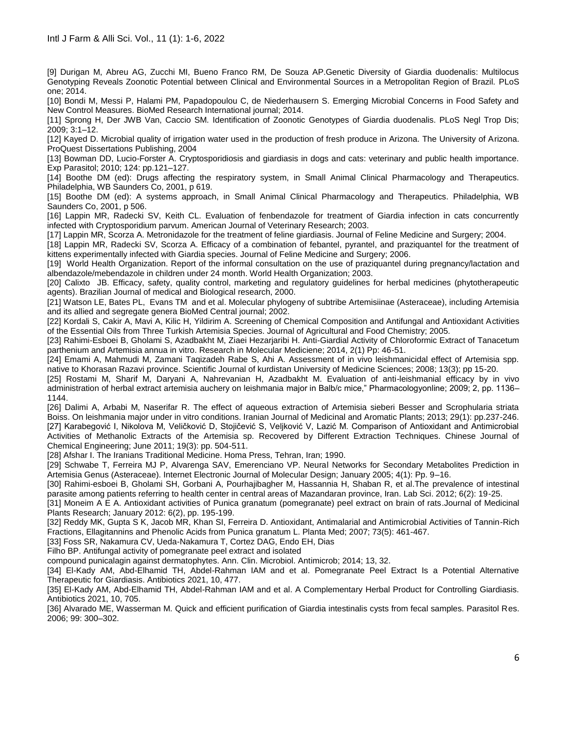[9] Durigan M, Abreu AG, Zucchi MI, Bueno Franco RM, De Souza AP.Genetic Diversity of Giardia duodenalis: Multilocus Genotyping Reveals Zoonotic Potential between Clinical and Environmental Sources in a Metropolitan Region of Brazil. PLoS one; 2014.

[10] Bondi M, Messi P, Halami PM, Papadopoulou C, de Niederhausern S. Emerging Microbial Concerns in Food Safety and New Control Measures. BioMed Research International journal; 2014.

[11] Sprong H, Der JWB Van, Caccio SM. Identification of Zoonotic Genotypes of Giardia duodenalis. PLoS Negl Trop Dis; 2009; 3:1–12.

[12] Kayed D. Microbial quality of irrigation water used in the production of fresh produce in Arizona. The University of Arizona. ProQuest Dissertations Publishing, 2004

[13] Bowman DD, Lucio-Forster A. Cryptosporidiosis and giardiasis in dogs and cats: veterinary and public health importance. Exp Parasitol; 2010; 124: pp.121–127.

[14] Boothe DM (ed): Drugs affecting the respiratory system, in Small Animal Clinical Pharmacology and Therapeutics. Philadelphia, WB Saunders Co, 2001, p 619.

[15] Boothe DM (ed): A systems approach, in Small Animal Clinical Pharmacology and Therapeutics. Philadelphia, WB Saunders Co, 2001, p 506.

[16] Lappin MR, Radecki SV, Keith CL. Evaluation of fenbendazole for treatment of Giardia infection in cats concurrently infected with Cryptosporidium parvum. American Journal of Veterinary Research; 2003.

[17] Lappin MR, Scorza A. Metronidazole for the treatment of feline giardiasis. Journal of Feline Medicine and Surgery; 2004.

[18] Lappin MR, Radecki SV, Scorza A. Efficacy of a combination of febantel, pyrantel, and praziquantel for the treatment of kittens experimentally infected with Giardia species. Journal of Feline Medicine and Surgery; 2006.

[19] World Health Organization. Report of the informal consultation on the use of praziquantel during pregnancy/lactation and albendazole/mebendazole in children under 24 month. World Health Organization; 2003.

[20] Calixto JB. Efficacy, safety, quality control, marketing and regulatory guidelines for herbal medicines (phytotherapeutic agents). Brazilian Journal of medical and Biological research, 2000.

[21] Watson LE, Bates PL, Evans TM and et al. Molecular phylogeny of subtribe Artemisiinae (Asteraceae), including Artemisia and its allied and segregate genera BioMed Central journal; 2002.

[22] Kordali S, Cakir A, Mavi A, Kilic H, Yildirim A. Screening of Chemical Composition and Antifungal and Antioxidant Activities of the Essential Oils from Three Turkish Artemisia Species. Journal of Agricultural and Food Chemistry; 2005.

[23] Rahimi-Esboei B, Gholami S, Azadbakht M, Ziaei Hezarjaribi H. Anti-Giardial Activity of Chloroformic Extract of Tanacetum parthenium and Artemisia annua in vitro. Research in Molecular Mediciene; 2014, 2(1) Pp: 46-51.

[24] Emami A, Mahmudi M, Zamani Taqizadeh Rabe S, Ahi A. Assessment of in vivo leishmanicidal effect of Artemisia spp. native to Khorasan Razavi province. Scientific Journal of kurdistan University of Medicine Sciences; 2008; 13(3); pp 15-20.

[25] Rostami M, Sharif M, Daryani A, Nahrevanian H, Azadbakht M. Evaluation of anti-leishmanial efficacy by in vivo administration of herbal extract artemisia auchery on leishmania major in Balb/c mice," Pharmacologyonline; 2009; 2, pp. 1136–1144.

[26] Dalimi A, Arbabi M, Naserifar R. The effect of aqueous extraction of Artemisia sieberi Besser and Scrophularia striata Boiss. On leishmania major under in vitro conditions. Iranian Journal of Medicinal and Aromatic Plants; 2013; 29(1): pp.237-246.

[27] Karabegović I, Nikolova M, Veličković D, Stojičević S, Veljković V, Lazić M. Comparison of Antioxidant and Antimicrobial Activities of Methanolic Extracts of the Artemisia sp. Recovered by Different Extraction Techniques. Chinese Journal of Chemical Engineering; June 2011; 19(3): pp. 504-511.

[28] Afshar I. The Iranians Traditional Medicine. Homa Press, Tehran, Iran; 1990.

[29] Schwabe T, Ferreira MJ P, Alvarenga SAV, Emerenciano VP. Neural Networks for Secondary Metabolites Prediction in Artemisia Genus (Asteraceae). Internet Electronic Journal of Molecular Design; January 2005; 4(1): Pp. 9–16.

[30] Rahimi-esboei B, Gholami SH, Gorbani A, Pourhajibagher M, Hassannia H, Shaban R, et al.The prevalence of intestinal parasite among patients referring to health center in central areas of Mazandaran province, Iran. Lab Sci. 2012; 6(2): 19-25.

[31] Moneim A E A. Antioxidant activities of Punica granatum (pomegranate) peel extract on brain of rats.Journal of Medicinal Plants Research; January 2012: 6(2), pp. 195-199.

[32] Reddy MK, Gupta S K, Jacob MR, Khan SI, Ferreira D. Antioxidant, Antimalarial and Antimicrobial Activities of Tannin-Rich Fractions, Ellagitannins and Phenolic Acids from Punica granatum L. Planta Med; 2007; 73(5): 461-467.

[33] Foss SR, Nakamura CV, Ueda-Nakamura T, Cortez DAG, Endo EH, Dias Filho BP. Antifungal activity of pomegranate peel extract and isolated compound punicalagin against dermatophytes. Ann. Clin. Microbiol. Antimicrob; 2014; 13, 32.

[34] El-Kady AM, Abd-Elhamid TH, Abdel-Rahman IAM and et al. Pomegranate Peel Extract Is a Potential Alternative Therapeutic for Giardiasis. Antibiotics 2021, 10, 477.

[35] El-Kady AM, Abd-Elhamid TH, Abdel-Rahman IAM and et al. A Complementary Herbal Product for Controlling Giardiasis. Antibiotics 2021, 10, 705.

[36] Alvarado ME, Wasserman M. Quick and efficient purification of Giardia intestinalis cysts from fecal samples. Parasitol Res. 2006; 99: 300–302.